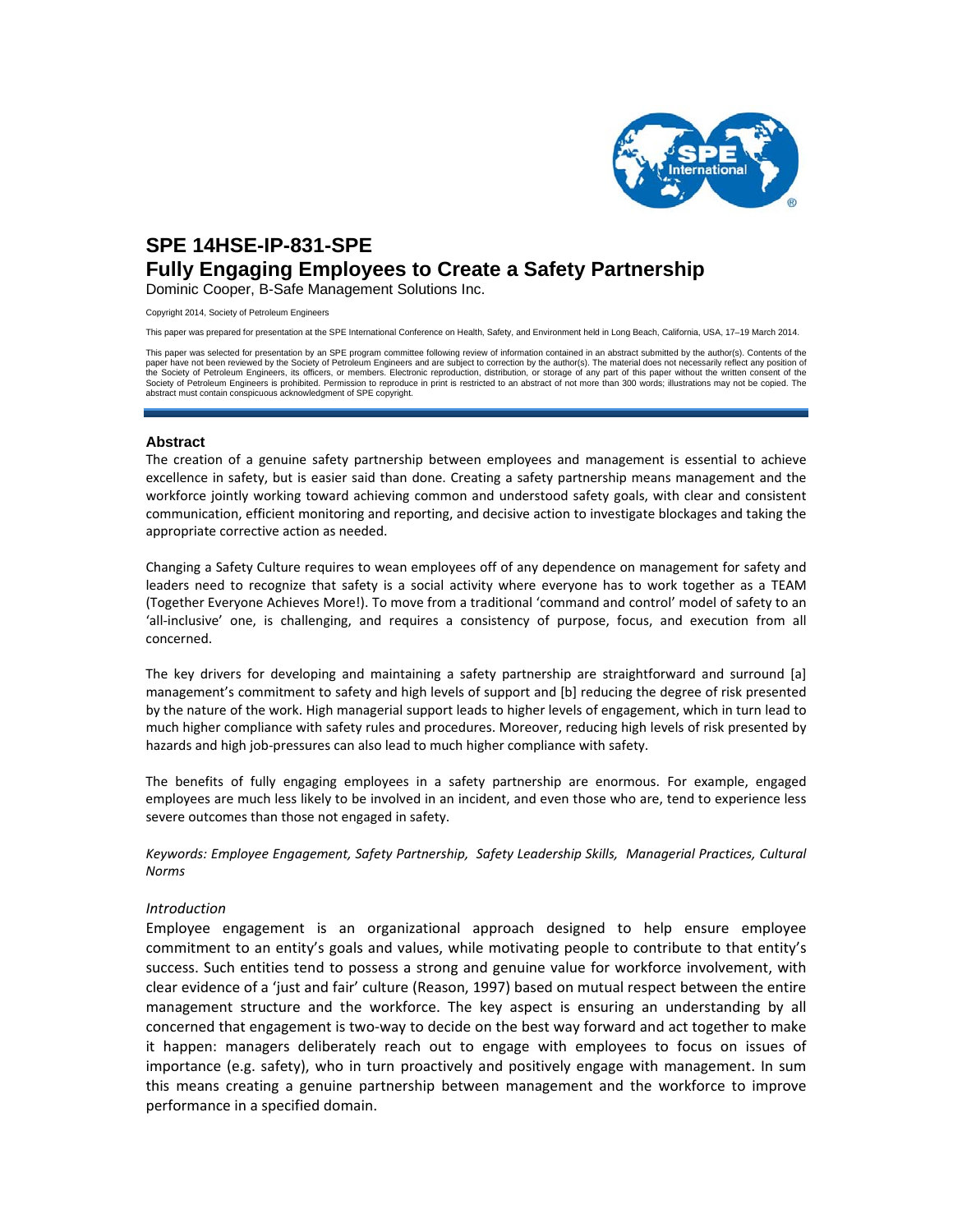# SPE 14HSE-IP-831-SPE

# Fully Engaging Employees to Create a Safety Partnership

Dominic Cooper, B-Safe Management Solutions Inc.

Copyright 2014, Society of Petroleum Engineers

This paper was prepared for presentation at the SPE International Conference on Health, Safety, and Environment held in Long Beach, California, USA, 17–19 March 2014.

This paper was selected for presentation by an SPE program committee following review of information contained in an abstract submitted by the author(s). Contents of the paper have not been reviewed by the Society of Petroleum Engineers and are subject to correction by the author(s). The material does not necessarily reflect any position of the Society of Petroleum Engineers, its officers, or members. Electronic reproduction, distribution, or storage of any part of this paper without the written consent of the Society of Petroleum Engineers is prohibited. Permission to reproduce in print is restricted to an abstract of not more than 300 words; illustrations may not be copied. The abstract must contain conspicuous acknowledgment of SPE copyright.

## Abstract

The creation of a genuine safety partnership between employees and management is essential to achieve excellence in safety, but is easier said than done. Creating a safety partnership means management and the workforce jointly working toward achieving common and understood safety goals, with clear and consistent communication, efficient monitoring and reporting, and decisive action to investigate blockages and taking the appropriate corrective action as needed.

Changing a Safety Culture requires to wean employees off of any dependence on management for safety and leaders need to recognize that safety is a social activity where everyone has to work together as a TEAM (Together Everyone Achieves More!). To move from a traditional 'command and control' model of safety to an 'all-inclusive' one, is challenging, and requires a consistency of purpose, focus, and execution from all concerned.

The key drivers for developing and maintaining a safety partnership are straightforward and surround [a] management's commitment to safety and high levels of support and [b] reducing the degree of risk presented by the nature of the work. High managerial support leads to higher levels of engagement, which in turn lead to much higher compliance with safety rules and procedures. Moreover, reducing high levels of risk presented by hazards and high job-pressures can also lead to much higher compliance with safety.

The benefits of fully engaging employees in a safety partnership are enormous. For example, engaged employees are much less likely to be involved in an incident, and even those who are, tend to experience less severe outcomes than those not engaged in safety.

*Keywords: Employee Engagement, Safety Partnership, Safety Leadership Skills, Managerial Practices, Cultural Norms*

### *Introduction*

Employee engagement is an organizational approach designed to help ensure employee commitment to an entity's goals and values, while motivating people to contribute to that entity's success. Such entities tend to possess a strong and genuine value for workforce involvement, with clear evidence of a 'just and fair' culture (Reason, 1997) based on mutual respect between the entire management structure and the workforce. The key aspect is ensuring an understanding by all concerned that engagement is two-way to decide on the best way forward and act together to make it happen: managers deliberately reach out to engage with employees to focus on issues of importance (e.g. safety), who in turn proactively and positively engage with management. In sum this means creating a genuine partnership between management and the workforce to improve performance in a specified domain.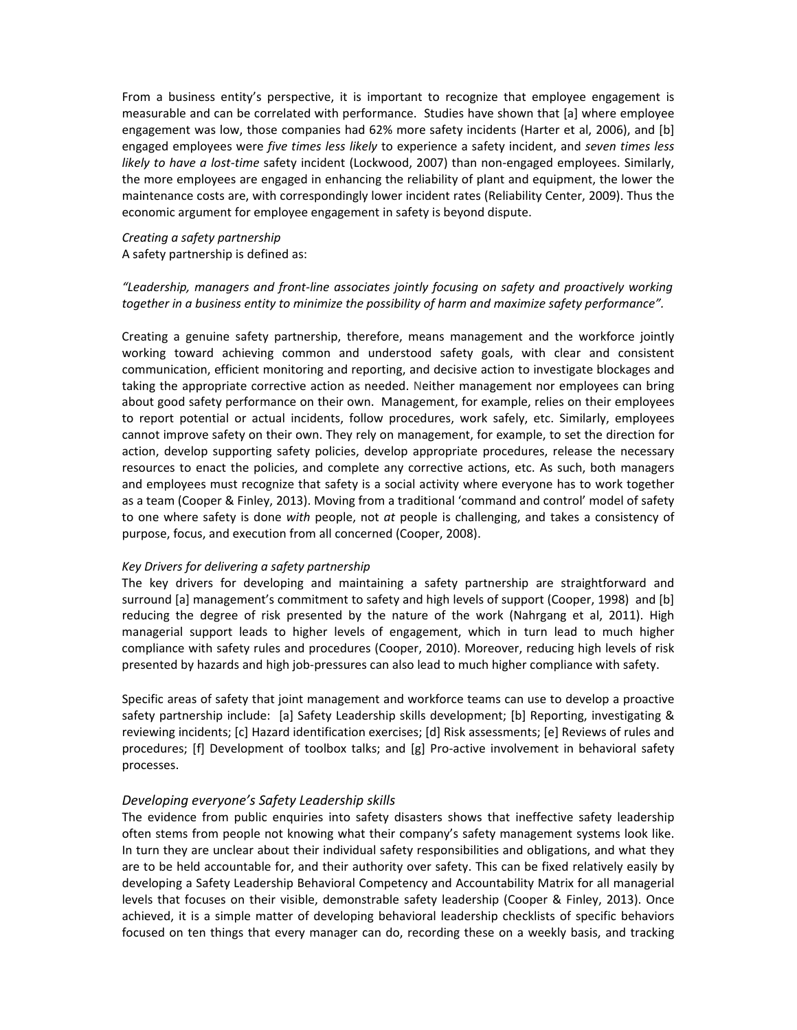From a business entity's perspective, it is important to recognize that employee engagement is measurable and can be correlated with performance. Studies have shown that [a] where employee engagement was low, those companies had 62% more safety incidents (Harter et al, 2006), and [b] engaged employees were *five times less likely* to experience a safety incident, and *seven times less likely to have a lost-time* safety incident (Lockwood, 2007) than non-engaged employees. Similarly, the more employees are engaged in enhancing the reliability of plant and equipment, the lower the maintenance costs are, with correspondingly lower incident rates (Reliability Center, 2009). Thus the economic argument for employee engagement in safety is beyond dispute.

*Creating a safety partnership*

A safety partnership is defined as:

*"Leadership, managers and front-line associates jointly focusing on safety and proactively working together in a business entity to minimize the possibility of harm and maximize safety performance".*

Creating a genuine safety partnership, therefore, means management and the workforce jointly working toward achieving common and understood safety goals, with clear and consistent communication, efficient monitoring and reporting, and decisive action to investigate blockages and taking the appropriate corrective action as needed. Neither management nor employees can bring about good safety performance on their own. Management, for example, relies on their employees to report potential or actual incidents, follow procedures, work safely, etc. Similarly, employees cannot improve safety on their own. They rely on management, for example, to set the direction for action, develop supporting safety policies, develop appropriate procedures, release the necessary resources to enact the policies, and complete any corrective actions, etc. As such, both managers and employees must recognize that safety is a social activity where everyone has to work together as a team (Cooper & Finley, 2013). Moving from a traditional 'command and control' model of safety to one where safety is done *with* people, not *at* people is challenging, and takes a consistency of purpose, focus, and execution from all concerned (Cooper, 2008).

*Key Drivers for delivering a safety partnership*

The key drivers for developing and maintaining a safety partnership are straightforward and surround [a] management's commitment to safety and high levels of support (Cooper, 1998) and [b] reducing the degree of risk presented by the nature of the work (Nahrgang et al, 2011). High managerial support leads to higher levels of engagement, which in turn lead to much higher compliance with safety rules and procedures (Cooper, 2010). Moreover, reducing high levels of risk presented by hazards and high job-pressures can also lead to much higher compliance with safety.

Specific areas of safety that joint management and workforce teams can use to develop a proactive safety partnership include: [a] Safety Leadership skills development; [b] Reporting, investigating & reviewing incidents; [c] Hazard identification exercises; [d] Risk assessments; [e] Reviews of rules and procedures; [f] Development of toolbox talks; and [g] Pro-active involvement in behavioral safety processes.

## *Developing everyone's Safety Leadership skills*

The evidence from public enquiries into safety disasters shows that ineffective safety leadership often stems from people not knowing what their company's safety management systems look like. In turn they are unclear about their individual safety responsibilities and obligations, and what they are to be held accountable for, and their authority over safety. This can be fixed relatively easily by developing a Safety Leadership Behavioral Competency and Accountability Matrix for all managerial levels that focuses on their visible, demonstrable safety leadership (Cooper & Finley, 2013). Once achieved, it is a simple matter of developing behavioral leadership checklists of specific behaviors focused on ten things that every manager can do, recording these on a weekly basis, and tracking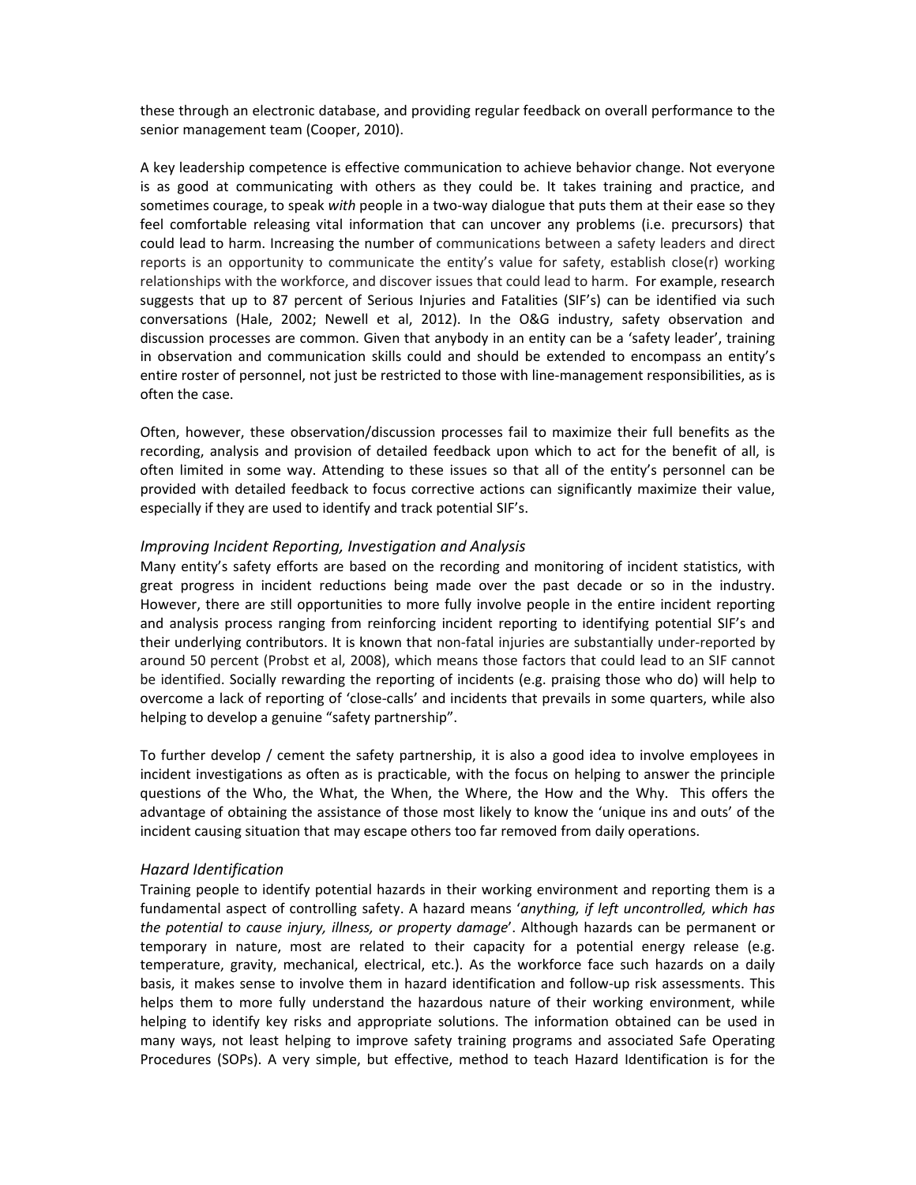these through an electronic database, and providing regular feedback on overall performance to the senior management team (Cooper, 2010).

A key leadership competence is effective communication to achieve behavior change. Not everyone is as good at communicating with others as they could be. It takes training and practice, and sometimes courage, to speak *with* people in a two-way dialogue that puts them at their ease so they feel comfortable releasing vital information that can uncover any problems (i.e. precursors) that could lead to harm. Increasing the number of communications between a safety leaders and direct reports is an opportunity to communicate the entity's value for safety, establish close(r) working relationships with the workforce, and discover issues that could lead to harm. For example, research suggests that up to 87 percent of Serious Injuries and Fatalities (SIF's) can be identified via such conversations (Hale, 2002; Newell et al, 2012). In the O&G industry, safety observation and discussion processes are common. Given that anybody in an entity can be a 'safety leader', training in observation and communication skills could and should be extended to encompass an entity's entire roster of personnel, not just be restricted to those with line-management responsibilities, as is often the case.

Often, however, these observation/discussion processes fail to maximize their full benefits as the recording, analysis and provision of detailed feedback upon which to act for the benefit of all, is often limited in some way. Attending to these issues so that all of the entity's personnel can be provided with detailed feedback to focus corrective actions can significantly maximize their value, especially if they are used to identify and track potential SIF's.

### *Improving Incident Reporting, Investigation and Analysis*

Many entity's safety efforts are based on the recording and monitoring of incident statistics, with great progress in incident reductions being made over the past decade or so in the industry. However, there are still opportunities to more fully involve people in the entire incident reporting and analysis process ranging from reinforcing incident reporting to identifying potential SIF's and their underlying contributors. It is known that non-fatal injuries are substantially under-reported by around 50 percent (Probst et al, 2008), which means those factors that could lead to an SIF cannot be identified. Socially rewarding the reporting of incidents (e.g. praising those who do) will help to overcome a lack of reporting of 'close-calls' and incidents that prevails in some quarters, while also helping to develop a genuine "safety partnership".

To further develop / cement the safety partnership, it is also a good idea to involve employees in incident investigations as often as is practicable, with the focus on helping to answer the principle questions of the Who, the What, the When, the Where, the How and the Why. This offers the advantage of obtaining the assistance of those most likely to know the 'unique ins and outs' of the incident causing situation that may escape others too far removed from daily operations.

### *Hazard Identification*

Training people to identify potential hazards in their working environment and reporting them is a fundamental aspect of controlling safety. A hazard means '*anything, if left uncontrolled, which has the potential to cause injury, illness, or property damage*'. Although hazards can be permanent or temporary in nature, most are related to their capacity for a potential energy release (e.g. temperature, gravity, mechanical, electrical, etc.). As the workforce face such hazards on a daily basis, it makes sense to involve them in hazard identification and follow-up risk assessments. This helps them to more fully understand the hazardous nature of their working environment, while helping to identify key risks and appropriate solutions. The information obtained can be used in many ways, not least helping to improve safety training programs and associated Safe Operating Procedures (SOPs). A very simple, but effective, method to teach Hazard Identification is for the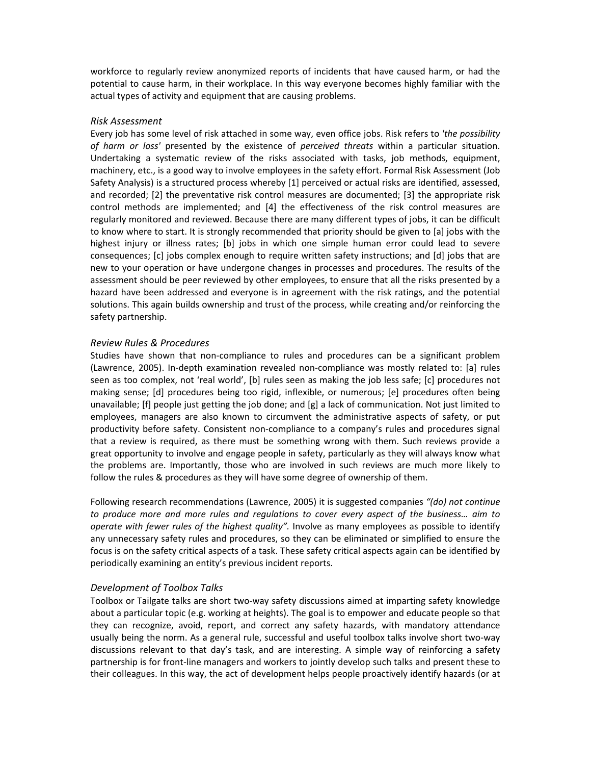workforce to regularly review anonymized reports of incidents that have caused harm, or had the potential to cause harm, in their workplace. In this way everyone becomes highly familiar with the actual types of activity and equipment that are causing problems.

### *Risk Assessment*

Every job has some level of risk attached in some way, even office jobs. Risk refers to *'the possibility of harm or loss'* presented by the existence of *perceived threats* within a particular situation. Undertaking a systematic review of the risks associated with tasks, job methods, equipment, machinery, etc., is a good way to involve employees in the safety effort. Formal Risk Assessment (Job Safety Analysis) is a structured process whereby [1] perceived or actual risks are identified, assessed, and recorded; [2] the preventative risk control measures are documented; [3] the appropriate risk control methods are implemented; and [4] the effectiveness of the risk control measures are regularly monitored and reviewed. Because there are many different types of jobs, it can be difficult to know where to start. It is strongly recommended that priority should be given to [a] jobs with the highest injury or illness rates; [b] jobs in which one simple human error could lead to severe consequences; [c] jobs complex enough to require written safety instructions; and [d] jobs that are new to your operation or have undergone changes in processes and procedures. The results of the assessment should be peer reviewed by other employees, to ensure that all the risks presented by a hazard have been addressed and everyone is in agreement with the risk ratings, and the potential solutions. This again builds ownership and trust of the process, while creating and/or reinforcing the safety partnership.

### *Review Rules & Procedures*

Studies have shown that non-compliance to rules and procedures can be a significant problem (Lawrence, 2005). In-depth examination revealed non-compliance was mostly related to: [a] rules seen as too complex, not 'real world', [b] rules seen as making the job less safe; [c] procedures not making sense; [d] procedures being too rigid, inflexible, or numerous; [e] procedures often being unavailable; [f] people just getting the job done; and [g] a lack of communication. Not just limited to employees, managers are also known to circumvent the administrative aspects of safety, or put productivity before safety. Consistent non-compliance to a company's rules and procedures signal that a review is required, as there must be something wrong with them. Such reviews provide a great opportunity to involve and engage people in safety, particularly as they will always know what the problems are. Importantly, those who are involved in such reviews are much more likely to follow the rules & procedures as they will have some degree of ownership of them.

Following research recommendations (Lawrence, 2005) it is suggested companies *"(do) not continue to produce more and more rules and regulations to cover every aspect of the business… aim to operate with fewer rules of the highest quality".* Involve as many employees as possible to identify any unnecessary safety rules and procedures, so they can be eliminated or simplified to ensure the focus is on the safety critical aspects of a task. These safety critical aspects again can be identified by periodically examining an entity's previous incident reports.

### *Development of Toolbox Talks*

Toolbox or Tailgate talks are short two-way safety discussions aimed at imparting safety knowledge about a particular topic (e.g. working at heights). The goal is to empower and educate people so that they can recognize, avoid, report, and correct any safety hazards, with mandatory attendance usually being the norm. As a general rule, successful and useful toolbox talks involve short two-way discussions relevant to that day's task, and are interesting. A simple way of reinforcing a safety partnership is for front-line managers and workers to jointly develop such talks and present these to their colleagues. In this way, the act of development helps people proactively identify hazards (or at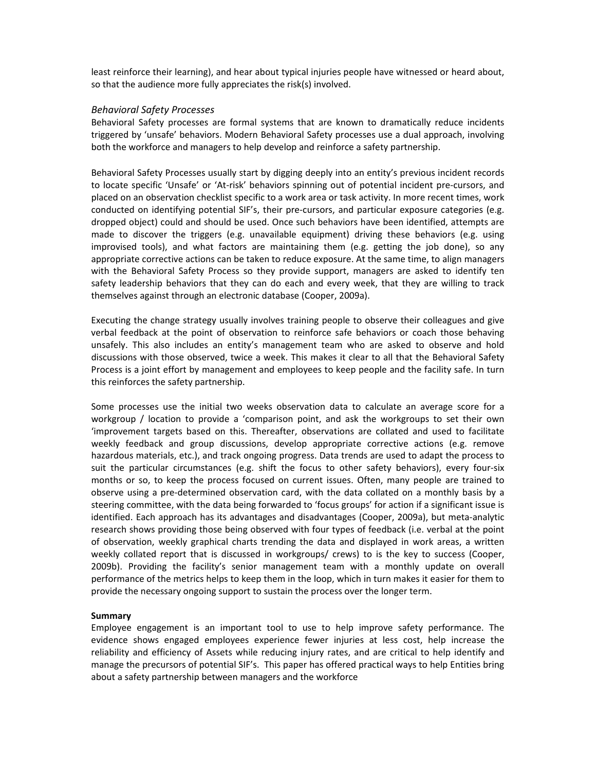least reinforce their learning), and hear about typical injuries people have witnessed or heard about, so that the audience more fully appreciates the risk(s) involved.

### *Behavioral Safety Processes*

Behavioral Safety processes are formal systems that are known to dramatically reduce incidents triggered by 'unsafe' behaviors. Modern Behavioral Safety processes use a dual approach, involving both the workforce and managers to help develop and reinforce a safety partnership.

Behavioral Safety Processes usually start by digging deeply into an entity's previous incident records to locate specific 'Unsafe' or 'At-risk' behaviors spinning out of potential incident pre-cursors, and placed on an observation checklist specific to a work area or task activity. In more recent times, work conducted on identifying potential SIF's, their pre-cursors, and particular exposure categories (e.g. dropped object) could and should be used. Once such behaviors have been identified, attempts are made to discover the triggers (e.g. unavailable equipment) driving these behaviors (e.g. using improvised tools), and what factors are maintaining them (e.g. getting the job done), so any appropriate corrective actions can be taken to reduce exposure. At the same time, to align managers with the Behavioral Safety Process so they provide support, managers are asked to identify ten safety leadership behaviors that they can do each and every week, that they are willing to track themselves against through an electronic database (Cooper, 2009a).

Executing the change strategy usually involves training people to observe their colleagues and give verbal feedback at the point of observation to reinforce safe behaviors or coach those behaving unsafely. This also includes an entity's management team who are asked to observe and hold discussions with those observed, twice a week. This makes it clear to all that the Behavioral Safety Process is a joint effort by management and employees to keep people and the facility safe. In turn this reinforces the safety partnership.

Some processes use the initial two weeks observation data to calculate an average score for a workgroup / location to provide a 'comparison point, and ask the workgroups to set their own 'improvement targets based on this. Thereafter, observations are collated and used to facilitate weekly feedback and group discussions, develop appropriate corrective actions (e.g. remove hazardous materials, etc.), and track ongoing progress. Data trends are used to adapt the process to suit the particular circumstances (e.g. shift the focus to other safety behaviors), every four-six months or so, to keep the process focused on current issues. Often, many people are trained to observe using a pre-determined observation card, with the data collated on a monthly basis by a steering committee, with the data being forwarded to 'focus groups' for action if a significant issue is identified. Each approach has its advantages and disadvantages (Cooper, 2009a), but meta-analytic research shows providing those being observed with four types of feedback (i.e. verbal at the point of observation, weekly graphical charts trending the data and displayed in work areas, a written weekly collated report that is discussed in workgroups/ crews) to is the key to success (Cooper, 2009b). Providing the facility's senior management team with a monthly update on overall performance of the metrics helps to keep them in the loop, which in turn makes it easier for them to provide the necessary ongoing support to sustain the process over the longer term.

**Summary**

Employee engagement is an important tool to use to help improve safety performance. The evidence shows engaged employees experience fewer injuries at less cost, help increase the reliability and efficiency of Assets while reducing injury rates, and are critical to help identify and manage the precursors of potential SIF's. This paper has offered practical ways to help Entities bring about a safety partnership between managers and the workforce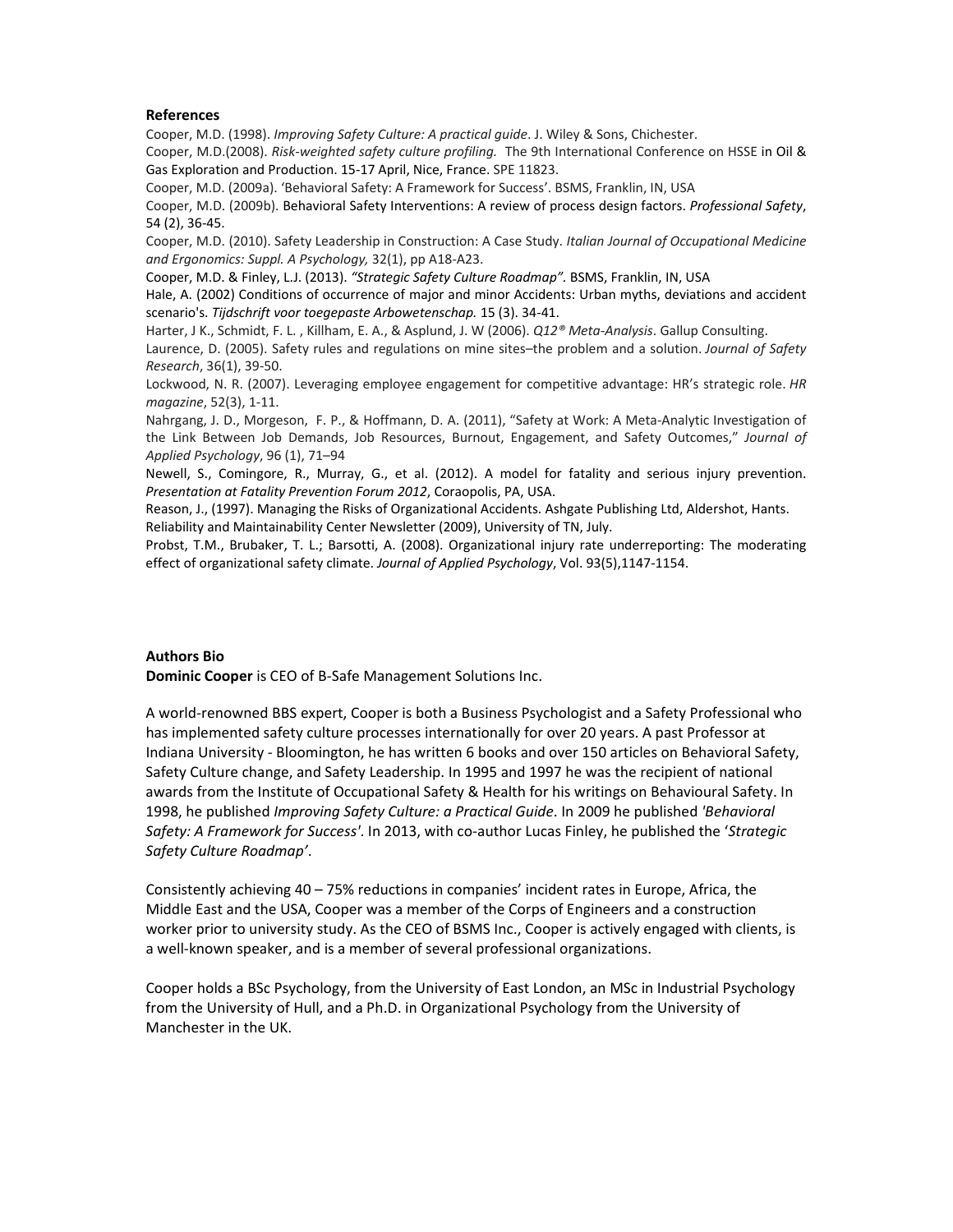## References

Cooper, M.D. (1998). *Improving Safety Culture: A practical guide*. J. Wiley & Sons, Chichester.

Cooper, M.D.(2008). *Risk-weighted safety culture profiling.* The 9th International Conference on HSSE in Oil & Gas Exploration and Production. 15-17 April, Nice, France. SPE 11823.

Cooper, M.D. (2009a). 'Behavioral Safety: A Framework for Success'. BSMS, Franklin, IN, USA

Cooper, M.D. (2009b). Behavioral Safety Interventions: A review of process design factors. *Professional Safety*, 54 (2), 36-45.

Cooper, M.D. (2010). Safety Leadership in Construction: A Case Study. *Italian Journal of Occupational Medicine and Ergonomics: Suppl. A Psychology,* 32(1), pp A18-A23.

Cooper, M.D. & Finley, L.J. (2013). *"Strategic Safety Culture Roadmap".* BSMS, Franklin, IN, USA

Hale, A. (2002) Conditions of occurrence of major and minor Accidents: Urban myths, deviations and accident scenario's. *Tijdschrift voor toegepaste Arbowetenschap.* 15 (3). 34-41.

Harter, J K., Schmidt, F. L. , Killham, E. A., & Asplund, J. W (2006). *Q12® Meta-Analysis*. Gallup Consulting.

Laurence, D. (2005). Safety rules and regulations on mine sites–the problem and a solution. *Journal of Safety Research*, 36(1), 39-50.

Lockwood, N. R. (2007). Leveraging employee engagement for competitive advantage: HR's strategic role. *HR magazine*, 52(3), 1-11.

Nahrgang, J. D., Morgeson, F. P., & Hoffmann, D. A. (2011), "Safety at Work: A Meta-Analytic Investigation of the Link Between Job Demands, Job Resources, Burnout, Engagement, and Safety Outcomes," *Journal of Applied Psychology*, 96 (1), 71–94

Newell, S., Comingore, R., Murray, G., et al. (2012). A model for fatality and serious injury prevention. *Presentation at Fatality Prevention Forum 2012*, Coraopolis, PA, USA.

Reason, J., (1997). Managing the Risks of Organizational Accidents. Ashgate Publishing Ltd, Aldershot, Hants.

Reliability and Maintainability Center Newsletter (2009), University of TN, July.

Probst, T.M., Brubaker, T. L.; Barsotti, A. (2008). Organizational injury rate underreporting: The moderating effect of organizational safety climate. *Journal of Applied Psychology*, Vol. 93(5),1147-1154.

## Authors Bio

**Dominic Cooper** is CEO of B-Safe Management Solutions Inc.

A world-renowned BBS expert, Cooper is both a Business Psychologist and a Safety Professional who has implemented safety culture processes internationally for over 20 years. A past Professor at Indiana University - Bloomington, he has written 6 books and over 150 articles on Behavioral Safety, Safety Culture change, and Safety Leadership. In 1995 and 1997 he was the recipient of national awards from the Institute of Occupational Safety & Health for his writings on Behavioural Safety. In 1998, he published *Improving Safety Culture: a Practical Guide*. In 2009 he published *'Behavioral Safety: A Framework for Success'*. In 2013, with co-author Lucas Finley, he published the '*Strategic Safety Culture Roadmap'*.

Consistently achieving 40 – 75% reductions in companies' incident rates in Europe, Africa, the Middle East and the USA, Cooper was a member of the Corps of Engineers and a construction worker prior to university study. As the CEO of BSMS Inc., Cooper is actively engaged with clients, is a well-known speaker, and is a member of several professional organizations.

Cooper holds a BSc Psychology, from the University of East London, an MSc in Industrial Psychology from the University of Hull, and a Ph.D. in Organizational Psychology from the University of Manchester in the UK.